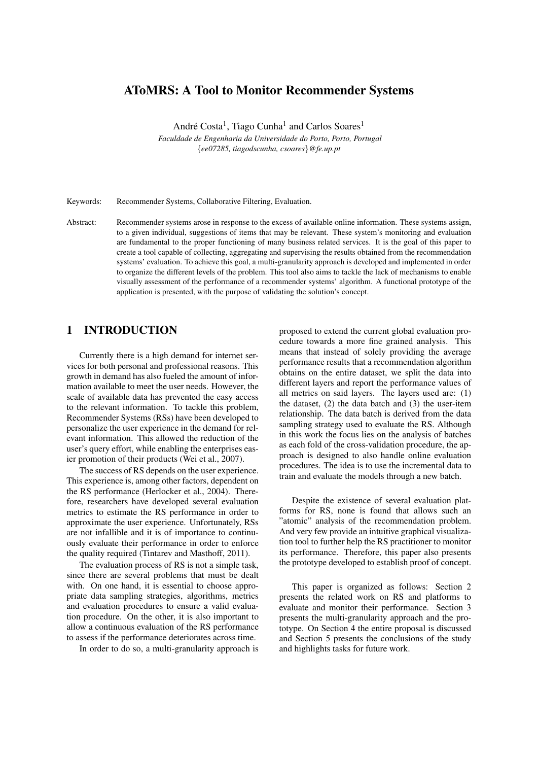# AToMRS: A Tool to Monitor Recommender Systems

André Costa[1], Tiago Cunha[1] and Carlos Soares[1]

*Faculdade de Engenharia da Universidade do Porto, Porto, Portugal*
*{ee07285, tiagodscunha, csoares}@fe.up.pt*

Keywords: Recommender Systems, Collaborative Filtering, Evaluation.

Abstract: Recommender systems arose in response to the excess of available online information. These systems assign, to a given individual, suggestions of items that may be relevant. These system's monitoring and evaluation are fundamental to the proper functioning of many business related services. It is the goal of this paper to create a tool capable of collecting, aggregating and supervising the results obtained from the recommendation systems' evaluation. To achieve this goal, a multi-granularity approach is developed and implemented in order to organize the different levels of the problem. This tool also aims to tackle the lack of mechanisms to enable visually assessment of the performance of a recommender systems' algorithm. A functional prototype of the application is presented, with the purpose of validating the solution's concept.

## 1 INTRODUCTION

Currently there is a high demand for internet services for both personal and professional reasons. This growth in demand has also fueled the amount of information available to meet the user needs. However, the scale of available data has prevented the easy access to the relevant information. To tackle this problem, Recommender Systems (RSs) have been developed to personalize the user experience in the demand for relevant information. This allowed the reduction of the user's query effort, while enabling the enterprises easier promotion of their products (Wei et al., 2007).

The success of RS depends on the user experience. This experience is, among other factors, dependent on the RS performance (Herlocker et al., 2004). Therefore, researchers have developed several evaluation metrics to estimate the RS performance in order to approximate the user experience. Unfortunately, RSs are not infallible and it is of importance to continuously evaluate their performance in order to enforce the quality required (Tintarev and Masthoff, 2011).

The evaluation process of RS is not a simple task, since there are several problems that must be dealt with. On one hand, it is essential to choose appropriate data sampling strategies, algorithms, metrics and evaluation procedures to ensure a valid evaluation procedure. On the other, it is also important to allow a continuous evaluation of the RS performance to assess if the performance deteriorates across time.

In order to do so, a multi-granularity approach is proposed to extend the current global evaluation procedure towards a more fine grained analysis. This means that instead of solely providing the average performance results that a recommendation algorithm obtains on the entire dataset, we split the data into different layers and report the performance values of all metrics on said layers. The layers used are: (1) the dataset, (2) the data batch and (3) the user-item relationship. The data batch is derived from the data sampling strategy used to evaluate the RS. Although in this work the focus lies on the analysis of batches as each fold of the cross-validation procedure, the approach is designed to also handle online evaluation procedures. The idea is to use the incremental data to train and evaluate the models through a new batch.

Despite the existence of several evaluation platforms for RS, none is found that allows such an "atomic" analysis of the recommendation problem. And very few provide an intuitive graphical visualization tool to further help the RS practitioner to monitor its performance. Therefore, this paper also presents the prototype developed to establish proof of concept.

This paper is organized as follows: Section 2 presents the related work on RS and platforms to evaluate and monitor their performance. Section 3 presents the multi-granularity approach and the prototype. On Section 4 the entire proposal is discussed and Section 5 presents the conclusions of the study and highlights tasks for future work.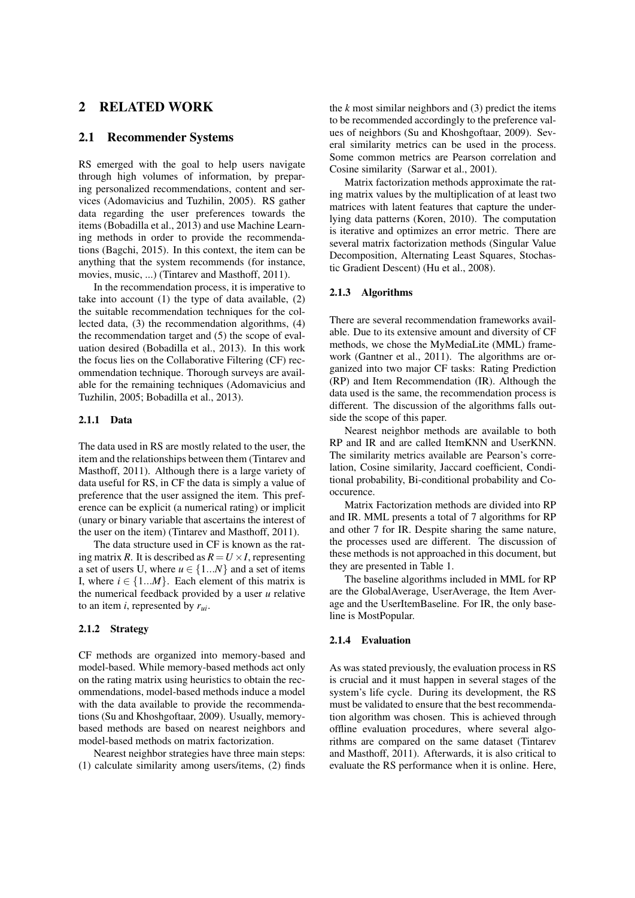# 2 RELATED WORK

## 2.1 Recommender Systems

RS emerged with the goal to help users navigate through high volumes of information, by preparing personalized recommendations, content and services (Adomavicius and Tuzhilin, 2005). RS gather data regarding the user preferences towards the items (Bobadilla et al., 2013) and use Machine Learning methods in order to provide the recommendations (Bagchi, 2015). In this context, the item can be anything that the system recommends (for instance, movies, music, ...) (Tintarev and Masthoff, 2011).

In the recommendation process, it is imperative to take into account (1) the type of data available, (2) the suitable recommendation techniques for the collected data, (3) the recommendation algorithms, (4) the recommendation target and (5) the scope of evaluation desired (Bobadilla et al., 2013). In this work the focus lies on the Collaborative Filtering (CF) recommendation technique. Thorough surveys are available for the remaining techniques (Adomavicius and Tuzhilin, 2005; Bobadilla et al., 2013).

### 2.1.1 Data

The data used in RS are mostly related to the user, the item and the relationships between them (Tintarev and Masthoff, 2011). Although there is a large variety of data useful for RS, in CF the data is simply a value of preference that the user assigned the item. This preference can be explicit (a numerical rating) or implicit (unary or binary variable that ascertains the interest of the user on the item) (Tintarev and Masthoff, 2011).

The data structure used in CF is known as the rating matrix $R$. It is described as $R = U \times I$, representing a set of users U, where $u \in \{1...N\}$ and a set of items I, where $i \in \{1...M\}$. Each element of this matrix is the numerical feedback provided by a user $u$ relative to an item $i$, represented by $r_{ui}$.

### 2.1.2 Strategy

CF methods are organized into memory-based and model-based. While memory-based methods act only on the rating matrix using heuristics to obtain the recommendations, model-based methods induce a model with the data available to provide the recommendations (Su and Khoshgoftaar, 2009). Usually, memory-based methods are based on nearest neighbors and model-based methods on matrix factorization.

Nearest neighbor strategies have three main steps: (1) calculate similarity among users/items, (2) finds the $k$ most similar neighbors and (3) predict the items to be recommended accordingly to the preference values of neighbors (Su and Khoshgoftaar, 2009). Several similarity metrics can be used in the process. Some common metrics are Pearson correlation and Cosine similarity (Sarwar et al., 2001).

Matrix factorization methods approximate the rating matrix values by the multiplication of at least two matrices with latent features that capture the underlying data patterns (Koren, 2010). The computation is iterative and optimizes an error metric. There are several matrix factorization methods (Singular Value Decomposition, Alternating Least Squares, Stochastic Gradient Descent) (Hu et al., 2008).

### 2.1.3 Algorithms

There are several recommendation frameworks available. Due to its extensive amount and diversity of CF methods, we chose the MyMediaLite (MML) framework (Gantner et al., 2011). The algorithms are organized into two major CF tasks: Rating Prediction (RP) and Item Recommendation (IR). Although the data used is the same, the recommendation process is different. The discussion of the algorithms falls outside the scope of this paper.

Nearest neighbor methods are available to both RP and IR and are called ItemKNN and UserKNN. The similarity metrics available are Pearson's correlation, Cosine similarity, Jaccard coefficient, Conditional probability, Bi-conditional probability and Co-occurence.

Matrix Factorization methods are divided into RP and IR. MML presents a total of 7 algorithms for RP and other 7 for IR. Despite sharing the same nature, the processes used are different. The discussion of these methods is not approached in this document, but they are presented in Table 1.

The baseline algorithms included in MML for RP are the GlobalAverage, UserAverage, the Item Average and the UserItemBaseline. For IR, the only baseline is MostPopular.

### 2.1.4 Evaluation

As was stated previously, the evaluation process in RS is crucial and it must happen in several stages of the system's life cycle. During its development, the RS must be validated to ensure that the best recommendation algorithm was chosen. This is achieved through offline evaluation procedures, where several algorithms are compared on the same dataset (Tintarev and Masthoff, 2011). Afterwards, it is also critical to evaluate the RS performance when it is online. Here,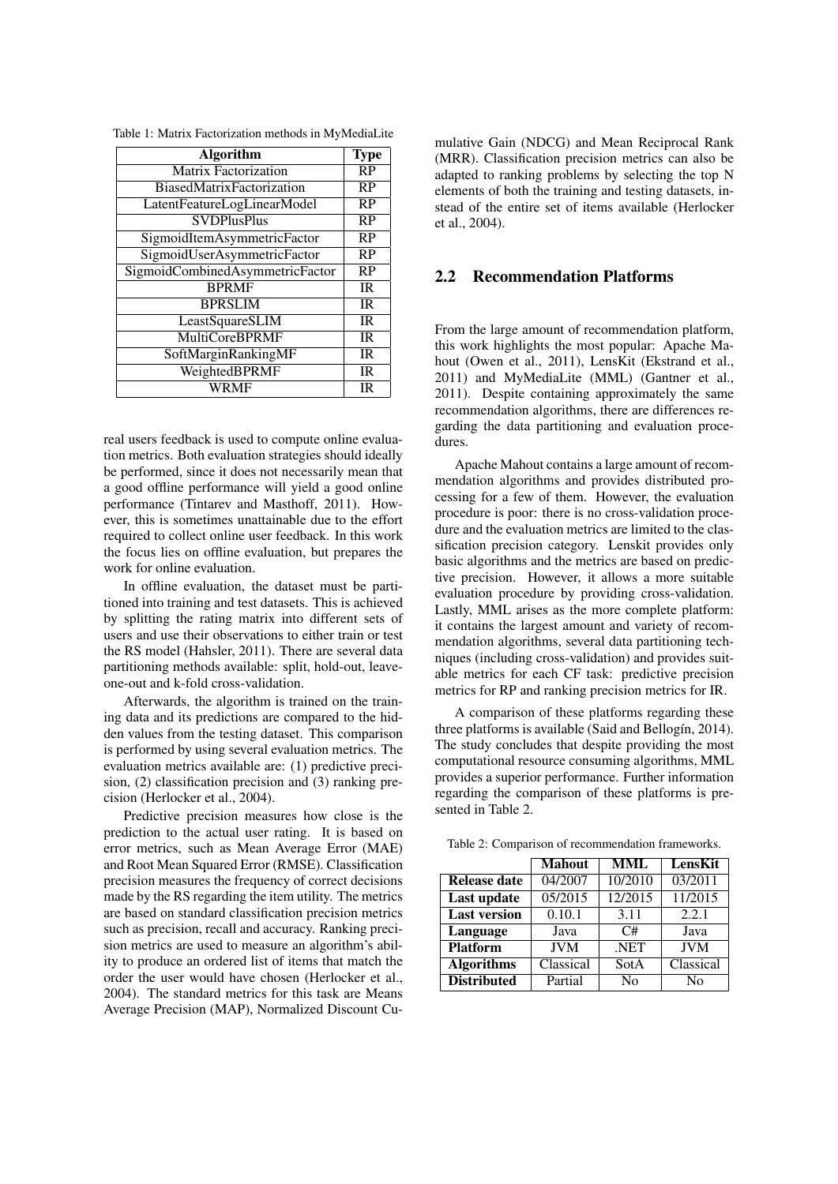Table 1: Matrix Factorization methods in MyMediaLite

| Algorithm | Type |
|---|---|
| Matrix Factorization | RP |
| BiasedMatrixFactorization | RP |
| LatentFeatureLogLinearModel | RP |
| SVDPlusPlus | RP |
| SigmoidItemAsymmetricFactor | RP |
| SigmoidUserAsymmetricFactor | RP |
| SigmoidCombinedAsymmetricFactor | RP |
| BPRMF | IR |
| BPRSLIM | IR |
| LeastSquareSLIM | IR |
| MultiCoreBPRMF | IR |
| SoftMarginRankingMF | IR |
| WeightedBPRMF | IR |
| WRMF | IR |

real users feedback is used to compute online evaluation metrics. Both evaluation strategies should ideally be performed, since it does not necessarily mean that a good offline performance will yield a good online performance (Tintarev and Masthoff, 2011). However, this is sometimes unattainable due to the effort required to collect online user feedback. In this work the focus lies on offline evaluation, but prepares the work for online evaluation.

In offline evaluation, the dataset must be partitioned into training and test datasets. This is achieved by splitting the rating matrix into different sets of users and use their observations to either train or test the RS model (Hahsler, 2011). There are several data partitioning methods available: split, hold-out, leave-one-out and k-fold cross-validation.

Afterwards, the algorithm is trained on the training data and its predictions are compared to the hidden values from the testing dataset. This comparison is performed by using several evaluation metrics. The evaluation metrics available are: (1) predictive precision, (2) classification precision and (3) ranking precision (Herlocker et al., 2004).

Predictive precision measures how close is the prediction to the actual user rating. It is based on error metrics, such as Mean Average Error (MAE) and Root Mean Squared Error (RMSE). Classification precision measures the frequency of correct decisions made by the RS regarding the item utility. The metrics are based on standard classification precision metrics such as precision, recall and accuracy. Ranking precision metrics are used to measure an algorithm's ability to produce an ordered list of items that match the order the user would have chosen (Herlocker et al., 2004). The standard metrics for this task are Means Average Precision (MAP), Normalized Discount Cumulative Gain (NDCG) and Mean Reciprocal Rank (MRR). Classification precision metrics can also be adapted to ranking problems by selecting the top N elements of both the training and testing datasets, instead of the entire set of items available (Herlocker et al., 2004).

## 2.2 Recommendation Platforms

From the large amount of recommendation platform, this work highlights the most popular: Apache Mahout (Owen et al., 2011), LensKit (Ekstrand et al., 2011) and MyMediaLite (MML) (Gantner et al., 2011). Despite containing approximately the same recommendation algorithms, there are differences regarding the data partitioning and evaluation procedures.

Apache Mahout contains a large amount of recommendation algorithms and provides distributed processing for a few of them. However, the evaluation procedure is poor: there is no cross-validation procedure and the evaluation metrics are limited to the classification precision category. Lenskit provides only basic algorithms and the metrics are based on predictive precision. However, it allows a more suitable evaluation procedure by providing cross-validation. Lastly, MML arises as the more complete platform: it contains the largest amount and variety of recommendation algorithms, several data partitioning techniques (including cross-validation) and provides suitable metrics for each CF task: predictive precision metrics for RP and ranking precision metrics for IR.

A comparison of these platforms regarding these three platforms is available (Said and Bellogín, 2014). The study concludes that despite providing the most computational resource consuming algorithms, MML provides a superior performance. Further information regarding the comparison of these platforms is presented in Table 2.

Table 2: Comparison of recommendation frameworks.

| | Mahout | MML | LensKit |
|---|---|---|---|
| **Release date** | 04/2007 | 10/2010 | 03/2011 |
| **Last update** | 05/2015 | 12/2015 | 11/2015 |
| **Last version** | 0.10.1 | 3.11 | 2.2.1 |
| **Language** | Java | C# | Java |
| **Platform** | JVM | .NET | JVM |
| **Algorithms** | Classical | SotA | Classical |
| **Distributed** | Partial | No | No |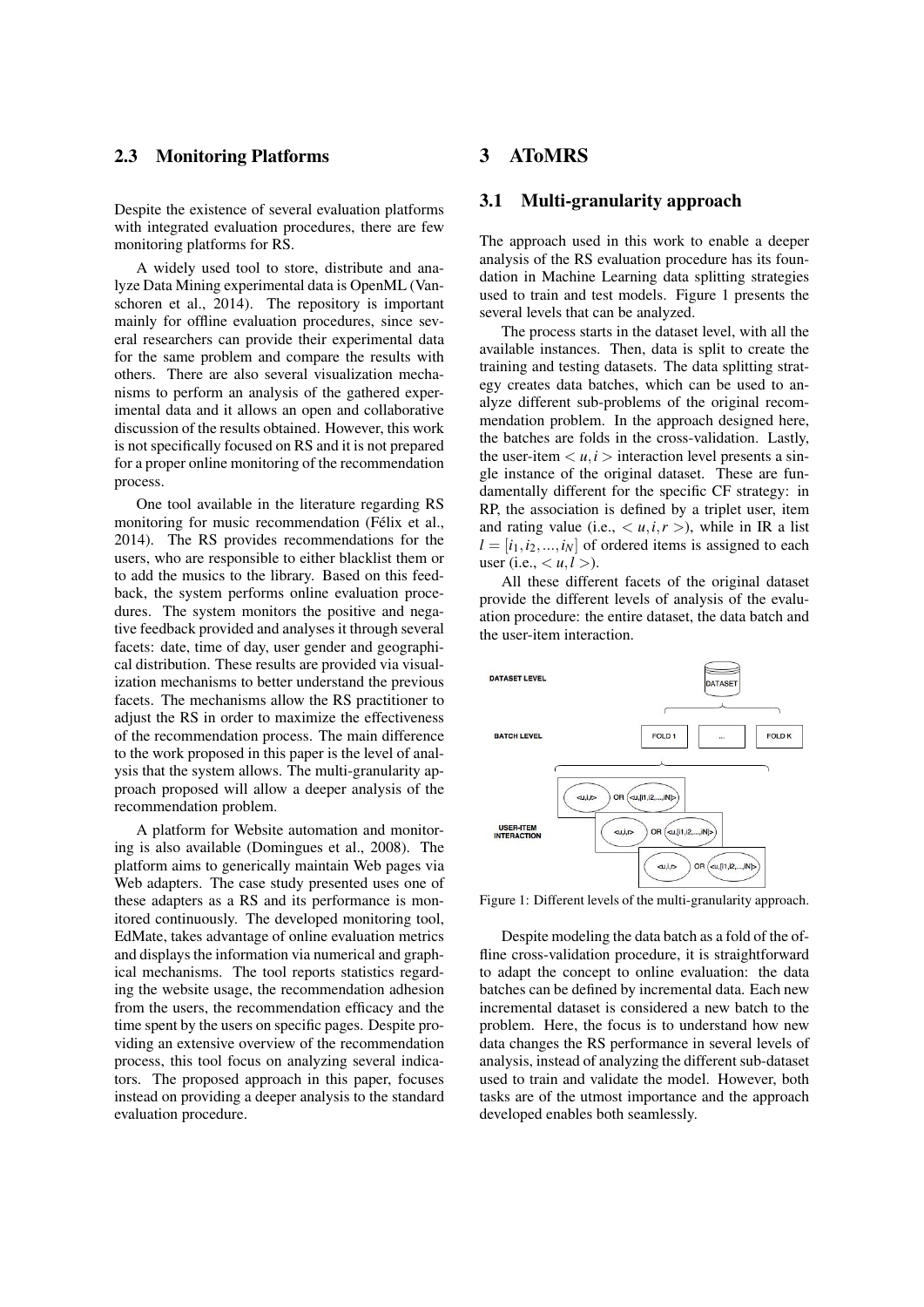### 2.3 Monitoring Platforms

Despite the existence of several evaluation platforms with integrated evaluation procedures, there are few monitoring platforms for RS.

A widely used tool to store, distribute and analyze Data Mining experimental data is OpenML (Vanschoren et al., 2014). The repository is important mainly for offline evaluation procedures, since several researchers can provide their experimental data for the same problem and compare the results with others. There are also several visualization mechanisms to perform an analysis of the gathered experimental data and it allows an open and collaborative discussion of the results obtained. However, this work is not specifically focused on RS and it is not prepared for a proper online monitoring of the recommendation process.

One tool available in the literature regarding RS monitoring for music recommendation (Félix et al., 2014). The RS provides recommendations for the users, who are responsible to either blacklist them or to add the musics to the library. Based on this feedback, the system performs online evaluation procedures. The system monitors the positive and negative feedback provided and analyses it through several facets: date, time of day, user gender and geographical distribution. These results are provided via visualization mechanisms to better understand the previous facets. The mechanisms allow the RS practitioner to adjust the RS in order to maximize the effectiveness of the recommendation process. The main difference to the work proposed in this paper is the level of analysis that the system allows. The multi-granularity approach proposed will allow a deeper analysis of the recommendation problem.

A platform for Website automation and monitoring is also available (Domingues et al., 2008). The platform aims to generically maintain Web pages via Web adapters. The case study presented uses one of these adapters as a RS and its performance is monitored continuously. The developed monitoring tool, EdMate, takes advantage of online evaluation metrics and displays the information via numerical and graphical mechanisms. The tool reports statistics regarding the website usage, the recommendation adhesion from the users, the recommendation efficacy and the time spent by the users on specific pages. Despite providing an extensive overview of the recommendation process, this tool focus on analyzing several indicators. The proposed approach in this paper, focuses instead on providing a deeper analysis to the standard evaluation procedure.

## 3 AToMRS

### 3.1 Multi-granularity approach

The approach used in this work to enable a deeper analysis of the RS evaluation procedure has its foundation in Machine Learning data splitting strategies used to train and test models. Figure 1 presents the several levels that can be analyzed.

The process starts in the dataset level, with all the available instances. Then, data is split to create the training and testing datasets. The data splitting strategy creates data batches, which can be used to analyze different sub-problems of the original recommendation problem. In the approach designed here, the batches are folds in the cross-validation. Lastly, the user-item $< u, i >$ interaction level presents a single instance of the original dataset. These are fundamentally different for the specific CF strategy: in RP, the association is defined by a triplet user, item and rating value (i.e., $< u, i, r >$), while in IR a list $l = [i_1, i_2, ..., i_N]$ of ordered items is assigned to each user (i.e., $< u, l >$).

All these different facets of the original dataset provide the different levels of analysis of the evaluation procedure: the entire dataset, the data batch and the user-item interaction.

Figure 1: Different levels of the multi-granularity approach.

Despite modeling the data batch as a fold of the offline cross-validation procedure, it is straightforward to adapt the concept to online evaluation: the data batches can be defined by incremental data. Each new incremental dataset is considered a new batch to the problem. Here, the focus is to understand how new data changes the RS performance in several levels of analysis, instead of analyzing the different sub-dataset used to train and validate the model. However, both tasks are of the utmost importance and the approach developed enables both seamlessly.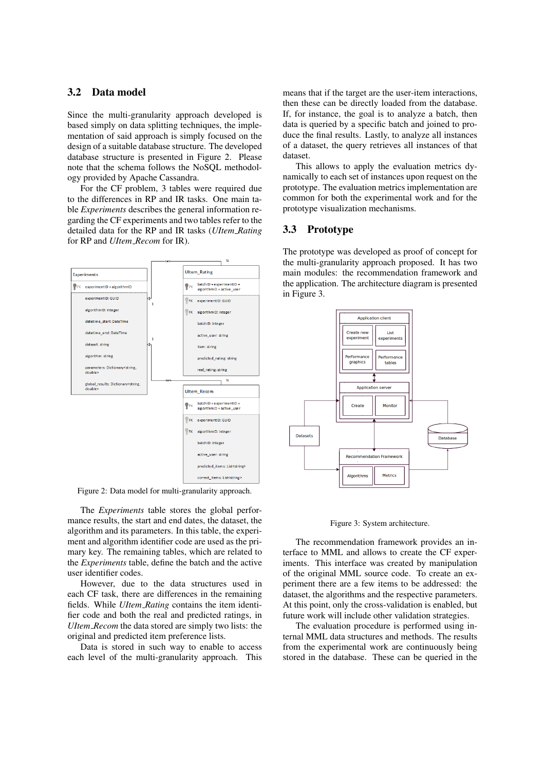### 3.2 Data model

Since the multi-granularity approach developed is based simply on data splitting techniques, the implementation of said approach is simply focused on the design of a suitable database structure. The developed database structure is presented in Figure 2. Please note that the schema follows the NoSQL methodology provided by Apache Cassandra.

For the CF problem, 3 tables were required due to the differences in RP and IR tasks. One main table *Experiments* describes the general information regarding the CF experiments and two tables refer to the detailed data for the RP and IR tasks (*UItem_Rating* for RP and *UItem_Recom* for IR).

Figure 2: Data model for multi-granularity approach.

The *Experiments* table stores the global performance results, the start and end dates, the dataset, the algorithm and its parameters. In this table, the experiment and algorithm identifier code are used as the primary key. The remaining tables, which are related to the *Experiments* table, define the batch and the active user identifier codes.

However, due to the data structures used in each CF task, there are differences in the remaining fields. While *UItem_Rating* contains the item identifier code and both the real and predicted ratings, in *UItem_Recom* the data stored are simply two lists: the original and predicted item preference lists.

Data is stored in such way to enable to access each level of the multi-granularity approach. This means that if the target are the user-item interactions, then these can be directly loaded from the database. If, for instance, the goal is to analyze a batch, then data is queried by a specific batch and joined to produce the final results. Lastly, to analyze all instances of a dataset, the query retrieves all instances of that dataset.

This allows to apply the evaluation metrics dynamically to each set of instances upon request on the prototype. The evaluation metrics implementation are common for both the experimental work and for the prototype visualization mechanisms.

### 3.3 Prototype

The prototype was developed as proof of concept for the multi-granularity approach proposed. It has two main modules: the recommendation framework and the application. The architecture diagram is presented in Figure 3.

Figure 3: System architecture.

The recommendation framework provides an interface to MML and allows to create the CF experiments. This interface was created by manipulation of the original MML source code. To create an experiment there are a few items to be addressed: the dataset, the algorithms and the respective parameters. At this point, only the cross-validation is enabled, but future work will include other validation strategies.

The evaluation procedure is performed using internal MML data structures and methods. The results from the experimental work are continuously being stored in the database. These can be queried in the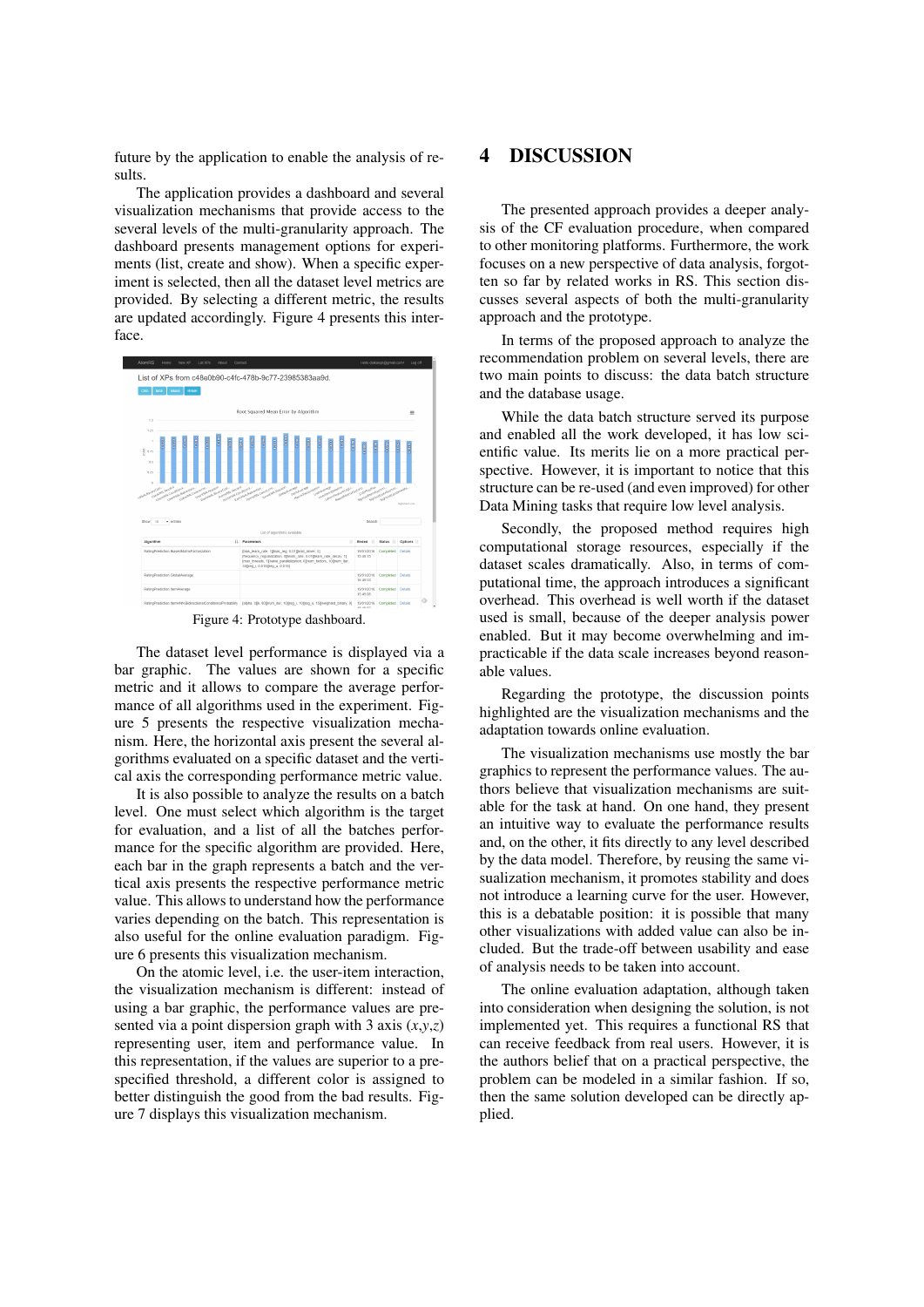future by the application to enable the analysis of results.

The application provides a dashboard and several visualization mechanisms that provide access to the several levels of the multi-granularity approach. The dashboard presents management options for experiments (list, create and show). When a specific experiment is selected, then all the dataset level metrics are provided. By selecting a different metric, the results are updated accordingly. Figure 4 presents this interface.

Figure 4: Prototype dashboard.

The dataset level performance is displayed via a bar graphic. The values are shown for a specific metric and it allows to compare the average performance of all algorithms used in the experiment. Figure 5 presents the respective visualization mechanism. Here, the horizontal axis present the several algorithms evaluated on a specific dataset and the vertical axis the corresponding performance metric value.

It is also possible to analyze the results on a batch level. One must select which algorithm is the target for evaluation, and a list of all the batches performance for the specific algorithm are provided. Here, each bar in the graph represents a batch and the vertical axis presents the respective performance metric value. This allows to understand how the performance varies depending on the batch. This representation is also useful for the online evaluation paradigm. Figure 6 presents this visualization mechanism.

On the atomic level, i.e. the user-item interaction, the visualization mechanism is different: instead of using a bar graphic, the performance values are presented via a point dispersion graph with 3 axis $(x,y,z)$ representing user, item and performance value. In this representation, if the values are superior to a prespecified threshold, a different color is assigned to better distinguish the good from the bad results. Figure 7 displays this visualization mechanism.

# 4 DISCUSSION

The presented approach provides a deeper analysis of the CF evaluation procedure, when compared to other monitoring platforms. Furthermore, the work focuses on a new perspective of data analysis, forgotten so far by related works in RS. This section discusses several aspects of both the multi-granularity approach and the prototype.

In terms of the proposed approach to analyze the recommendation problem on several levels, there are two main points to discuss: the data batch structure and the database usage.

While the data batch structure served its purpose and enabled all the work developed, it has low scientific value. Its merits lie on a more practical perspective. However, it is important to notice that this structure can be re-used (and even improved) for other Data Mining tasks that require low level analysis.

Secondly, the proposed method requires high computational storage resources, especially if the dataset scales dramatically. Also, in terms of computational time, the approach introduces a significant overhead. This overhead is well worth if the dataset used is small, because of the deeper analysis power enabled. But it may become overwhelming and impracticable if the data scale increases beyond reasonable values.

Regarding the prototype, the discussion points highlighted are the visualization mechanisms and the adaptation towards online evaluation.

The visualization mechanisms use mostly the bar graphics to represent the performance values. The authors believe that visualization mechanisms are suitable for the task at hand. On one hand, they present an intuitive way to evaluate the performance results and, on the other, it fits directly to any level described by the data model. Therefore, by reusing the same visualization mechanism, it promotes stability and does not introduce a learning curve for the user. However, this is a debatable position: it is possible that many other visualizations with added value can also be included. But the trade-off between usability and ease of analysis needs to be taken into account.

The online evaluation adaptation, although taken into consideration when designing the solution, is not implemented yet. This requires a functional RS that can receive feedback from real users. However, it is the authors belief that on a practical perspective, the problem can be modeled in a similar fashion. If so, then the same solution developed can be directly applied.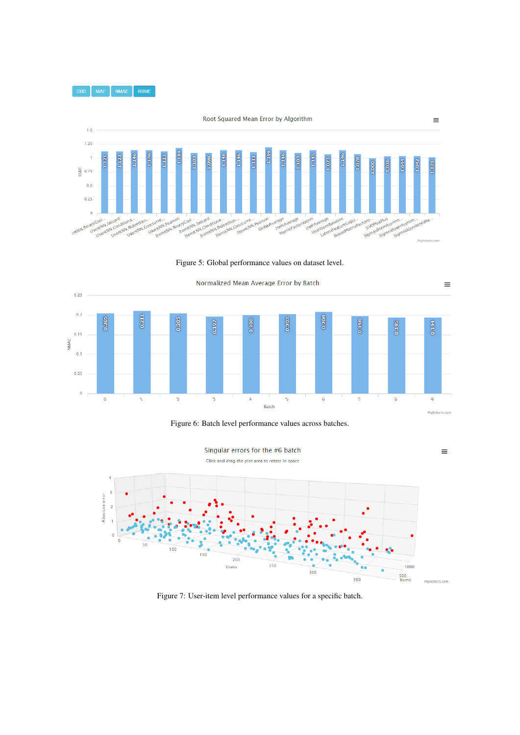Figure 5: Global performance values on dataset level.

Figure 6: Batch level performance values across batches.

Figure 7: User-item level performance values for a specific batch.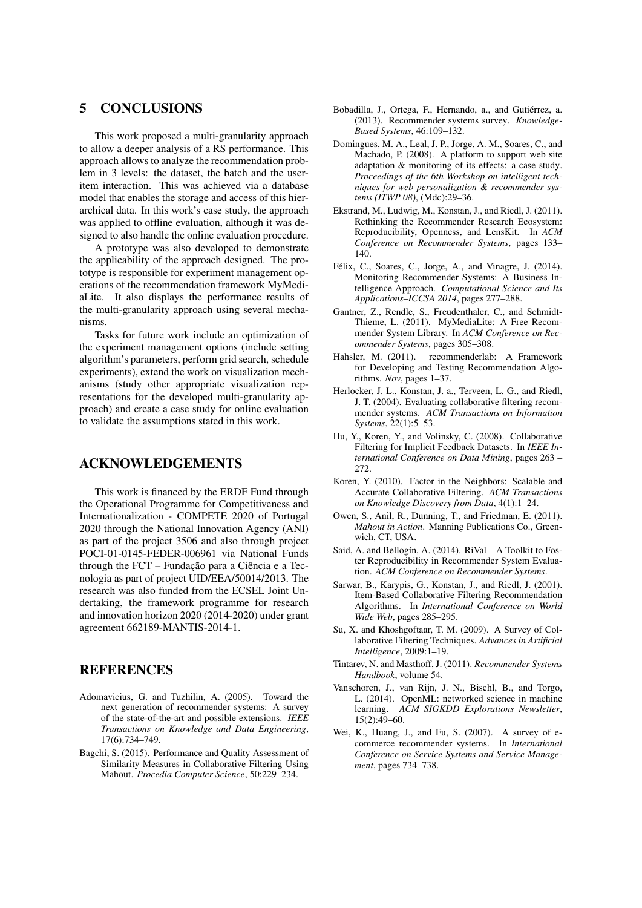## 5 CONCLUSIONS

This work proposed a multi-granularity approach to allow a deeper analysis of a RS performance. This approach allows to analyze the recommendation problem in 3 levels: the dataset, the batch and the user-item interaction. This was achieved via a database model that enables the storage and access of this hierarchical data. In this work's case study, the approach was applied to offline evaluation, although it was designed to also handle the online evaluation procedure.

A prototype was also developed to demonstrate the applicability of the approach designed. The prototype is responsible for experiment management operations of the recommendation framework MyMediaLite. It also displays the performance results of the multi-granularity approach using several mechanisms.

Tasks for future work include an optimization of the experiment management options (include setting algorithm's parameters, perform grid search, schedule experiments), extend the work on visualization mechanisms (study other appropriate visualization representations for the developed multi-granularity approach) and create a case study for online evaluation to validate the assumptions stated in this work.

## ACKNOWLEDGEMENTS

This work is financed by the ERDF Fund through the Operational Programme for Competitiveness and Internationalization - COMPETE 2020 of Portugal 2020 through the National Innovation Agency (ANI) as part of the project 3506 and also through project POCI-01-0145-FEDER-006961 via National Funds through the FCT – Fundação para a Ciência e a Tecnologia as part of project UID/EEA/50014/2013. The research was also funded from the ECSEL Joint Undertaking, the framework programme for research and innovation horizon 2020 (2014-2020) under grant agreement 662189-MANTIS-2014-1.

## REFERENCES

Adomavicius, G. and Tuzhilin, A. (2005). Toward the next generation of recommender systems: A survey of the state-of-the-art and possible extensions. *IEEE Transactions on Knowledge and Data Engineering*, 17(6):734–749.

Bagchi, S. (2015). Performance and Quality Assessment of Similarity Measures in Collaborative Filtering Using Mahout. *Procedia Computer Science*, 50:229–234.

Bobadilla, J., Ortega, F., Hernando, a., and Gutiérrez, a. (2013). Recommender systems survey. *Knowledge-Based Systems*, 46:109–132.

Domingues, M. A., Leal, J. P., Jorge, A. M., Soares, C., and Machado, P. (2008). A platform to support web site adaptation & monitoring of its effects: a case study. *Proceedings of the 6th Workshop on intelligent techniques for web personalization & recommender systems (ITWP 08)*, (Mdc):29–36.

Ekstrand, M., Ludwig, M., Konstan, J., and Riedl, J. (2011). Rethinking the Recommender Research Ecosystem: Reproducibility, Openness, and LensKit. In *ACM Conference on Recommender Systems*, pages 133–140.

Félix, C., Soares, C., Jorge, A., and Vinagre, J. (2014). Monitoring Recommender Systems: A Business Intelligence Approach. *Computational Science and Its Applications–ICCSA 2014*, pages 277–288.

Gantner, Z., Rendle, S., Freudenthaler, C., and Schmidt-Thieme, L. (2011). MyMediaLite: A Free Recommender System Library. In *ACM Conference on Recommender Systems*, pages 305–308.

Hahsler, M. (2011). recommenderlab: A Framework for Developing and Testing Recommendation Algorithms. *Nov*, pages 1–37.

Herlocker, J. L., Konstan, J. a., Terveen, L. G., and Riedl, J. T. (2004). Evaluating collaborative filtering recommender systems. *ACM Transactions on Information Systems*, 22(1):5–53.

Hu, Y., Koren, Y., and Volinsky, C. (2008). Collaborative Filtering for Implicit Feedback Datasets. In *IEEE International Conference on Data Mining*, pages 263 – 272.

Koren, Y. (2010). Factor in the Neighbors: Scalable and Accurate Collaborative Filtering. *ACM Transactions on Knowledge Discovery from Data*, 4(1):1–24.

Owen, S., Anil, R., Dunning, T., and Friedman, E. (2011). *Mahout in Action*. Manning Publications Co., Greenwich, CT, USA.

Said, A. and Bellogín, A. (2014). RiVal – A Toolkit to Foster Reproducibility in Recommender System Evaluation. *ACM Conference on Recommender Systems*.

Sarwar, B., Karypis, G., Konstan, J., and Riedl, J. (2001). Item-Based Collaborative Filtering Recommendation Algorithms. In *International Conference on World Wide Web*, pages 285–295.

Su, X. and Khoshgoftaar, T. M. (2009). A Survey of Collaborative Filtering Techniques. *Advances in Artificial Intelligence*, 2009:1–19.

Tintarev, N. and Masthoff, J. (2011). *Recommender Systems Handbook*, volume 54.

Vanschoren, J., van Rijn, J. N., Bischl, B., and Torgo, L. (2014). OpenML: networked science in machine learning. *ACM SIGKDD Explorations Newsletter*, 15(2):49–60.

Wei, K., Huang, J., and Fu, S. (2007). A survey of e-commerce recommender systems. In *International Conference on Service Systems and Service Management*, pages 734–738.